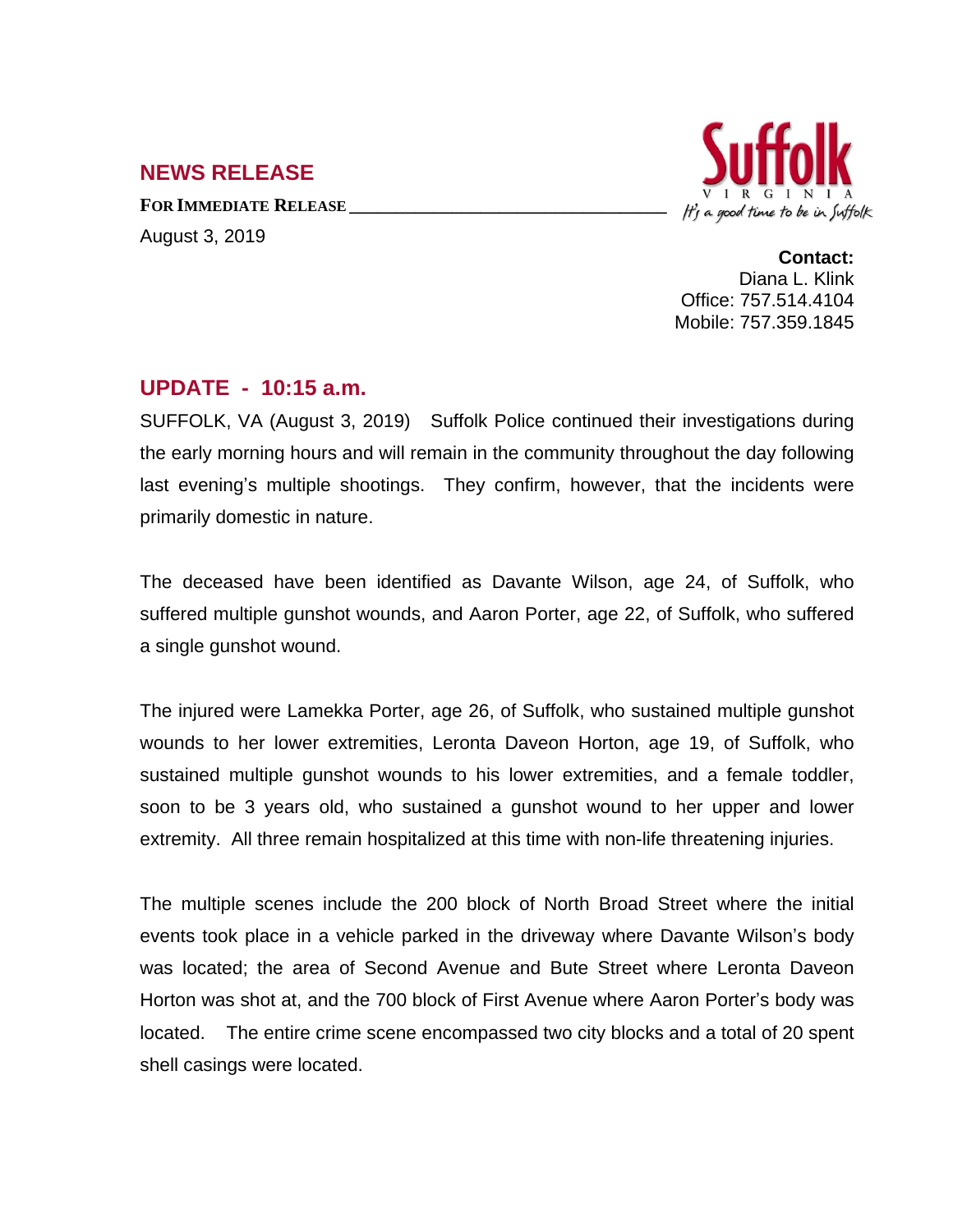## NEWS RELEASE

**FOR IMMEDIATE RELEASE**

August 3, 2019

Suffolk VIRGINIA It's a good time to be in Suffolk

**Contact:**
Diana L. Klink
Office: 757.514.4104
Mobile: 757.359.1845

## UPDATE - 10:15 a.m.

SUFFOLK, VA (August 3, 2019) Suffolk Police continued their investigations during the early morning hours and will remain in the community throughout the day following last evening's multiple shootings. They confirm, however, that the incidents were primarily domestic in nature.

The deceased have been identified as Davante Wilson, age 24, of Suffolk, who suffered multiple gunshot wounds, and Aaron Porter, age 22, of Suffolk, who suffered a single gunshot wound.

The injured were Lamekka Porter, age 26, of Suffolk, who sustained multiple gunshot wounds to her lower extremities, Leronta Daveon Horton, age 19, of Suffolk, who sustained multiple gunshot wounds to his lower extremities, and a female toddler, soon to be 3 years old, who sustained a gunshot wound to her upper and lower extremity. All three remain hospitalized at this time with non-life threatening injuries.

The multiple scenes include the 200 block of North Broad Street where the initial events took place in a vehicle parked in the driveway where Davante Wilson's body was located; the area of Second Avenue and Bute Street where Leronta Daveon Horton was shot at, and the 700 block of First Avenue where Aaron Porter's body was located. The entire crime scene encompassed two city blocks and a total of 20 spent shell casings were located.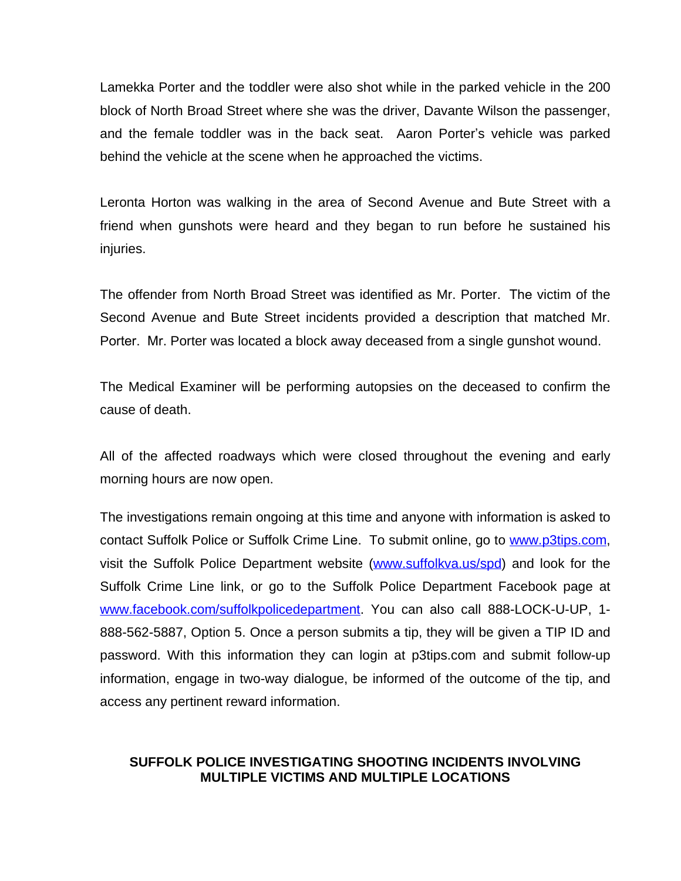Lamekka Porter and the toddler were also shot while in the parked vehicle in the 200 block of North Broad Street where she was the driver, Davante Wilson the passenger, and the female toddler was in the back seat. Aaron Porter's vehicle was parked behind the vehicle at the scene when he approached the victims.

Leronta Horton was walking in the area of Second Avenue and Bute Street with a friend when gunshots were heard and they began to run before he sustained his injuries.

The offender from North Broad Street was identified as Mr. Porter. The victim of the Second Avenue and Bute Street incidents provided a description that matched Mr. Porter. Mr. Porter was located a block away deceased from a single gunshot wound.

The Medical Examiner will be performing autopsies on the deceased to confirm the cause of death.

All of the affected roadways which were closed throughout the evening and early morning hours are now open.

The investigations remain ongoing at this time and anyone with information is asked to contact Suffolk Police or Suffolk Crime Line. To submit online, go to [www.p3tips.com](http://www.p3tips.com), visit the Suffolk Police Department website ([www.suffolkva.us/spd](http://www.suffolkva.us/spd)) and look for the Suffolk Crime Line link, or go to the Suffolk Police Department Facebook page at [www.facebook.com/suffolkpolicedepartment](http://www.facebook.com/suffolkpolicedepartment). You can also call 888-LOCK-U-UP, 1-888-562-5887, Option 5. Once a person submits a tip, they will be given a TIP ID and password. With this information they can login at p3tips.com and submit follow-up information, engage in two-way dialogue, be informed of the outcome of the tip, and access any pertinent reward information.

**SUFFOLK POLICE INVESTIGATING SHOOTING INCIDENTS INVOLVING MULTIPLE VICTIMS AND MULTIPLE LOCATIONS**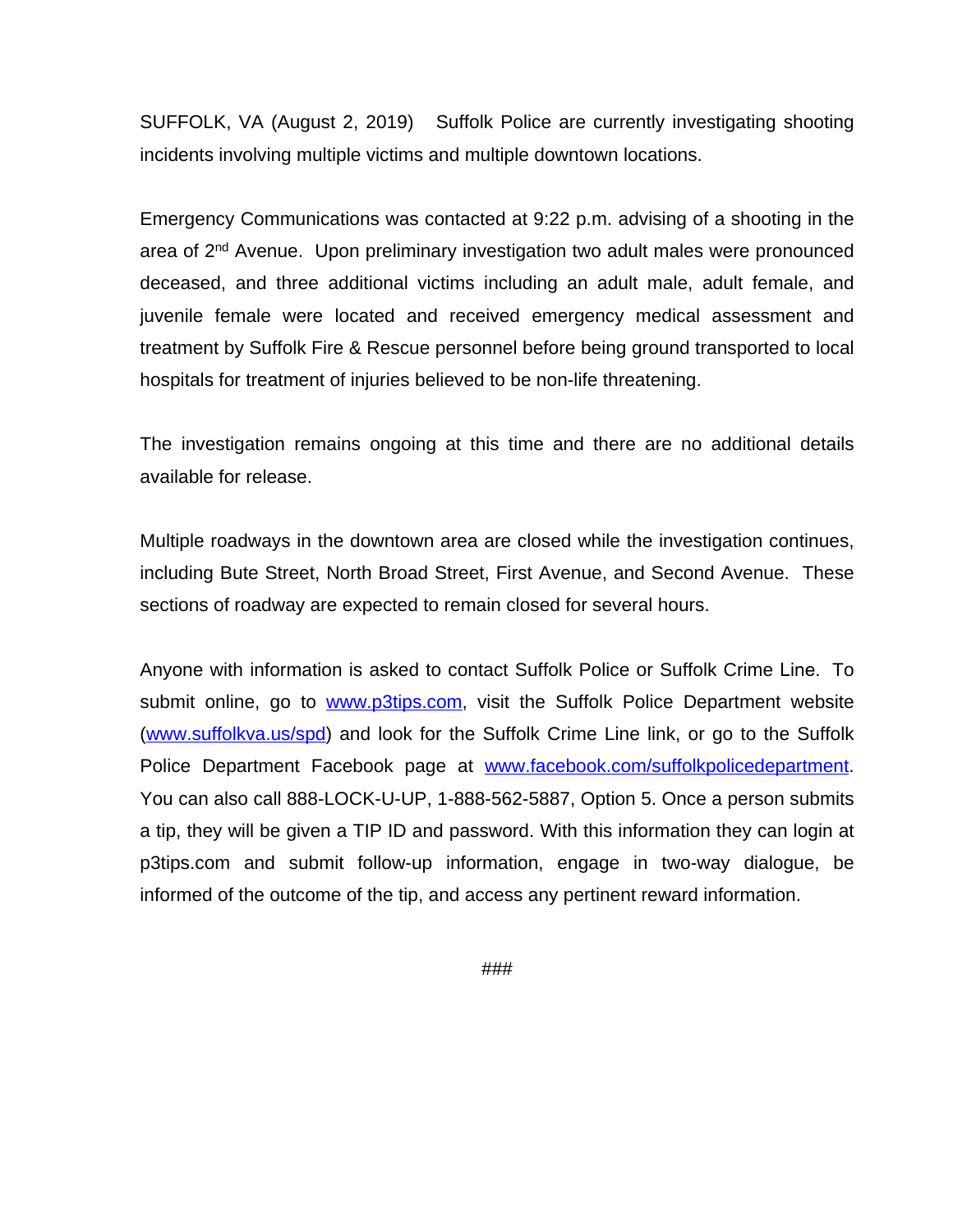SUFFOLK, VA (August 2, 2019) Suffolk Police are currently investigating shooting incidents involving multiple victims and multiple downtown locations.

Emergency Communications was contacted at 9:22 p.m. advising of a shooting in the area of 2nd Avenue. Upon preliminary investigation two adult males were pronounced deceased, and three additional victims including an adult male, adult female, and juvenile female were located and received emergency medical assessment and treatment by Suffolk Fire & Rescue personnel before being ground transported to local hospitals for treatment of injuries believed to be non-life threatening.

The investigation remains ongoing at this time and there are no additional details available for release.

Multiple roadways in the downtown area are closed while the investigation continues, including Bute Street, North Broad Street, First Avenue, and Second Avenue. These sections of roadway are expected to remain closed for several hours.

Anyone with information is asked to contact Suffolk Police or Suffolk Crime Line. To submit online, go to www.p3tips.com, visit the Suffolk Police Department website (www.suffolkva.us/spd) and look for the Suffolk Crime Line link, or go to the Suffolk Police Department Facebook page at www.facebook.com/suffolkpolicedepartment. You can also call 888-LOCK-U-UP, 1-888-562-5887, Option 5. Once a person submits a tip, they will be given a TIP ID and password. With this information they can login at p3tips.com and submit follow-up information, engage in two-way dialogue, be informed of the outcome of the tip, and access any pertinent reward information.

###